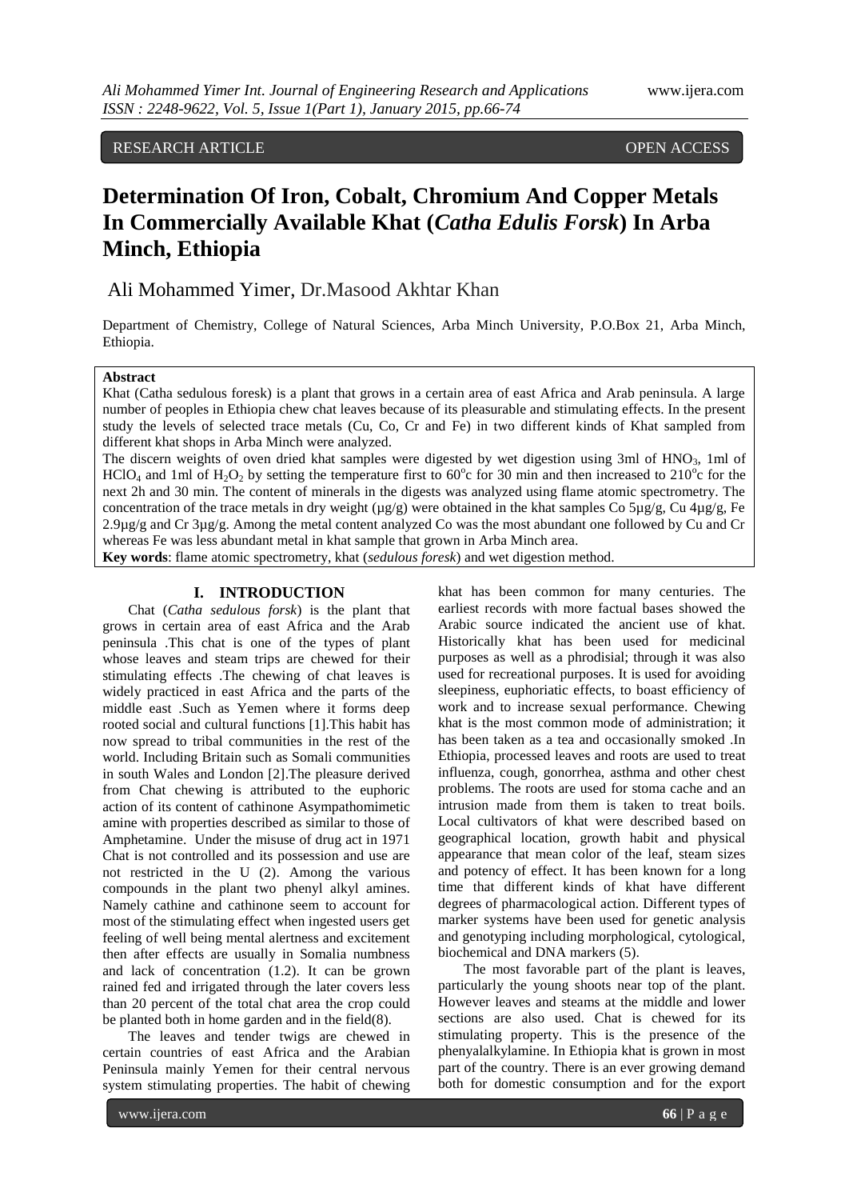RESEARCH ARTICLE OPEN ACCESS

# Determination Of Iron, Cobalt, Chromium And Copper Metals In Commercially Available Khat (*Catha Edulis Forsk*) In Arba Minch, Ethiopia

Ali Mohammed Yimer, Dr.Masood Akhtar Khan

Department of Chemistry, College of Natural Sciences, Arba Minch University, P.O.Box 21, Arba Minch, Ethiopia.

**Abstract**

Khat (Catha sedulous foresk) is a plant that grows in a certain area of east Africa and Arab peninsula. A large number of peoples in Ethiopia chew chat leaves because of its pleasurable and stimulating effects. In the present study the levels of selected trace metals (Cu, Co, Cr and Fe) in two different kinds of Khat sampled from different khat shops in Arba Minch were analyzed.

The discern weights of oven dried khat samples were digested by wet digestion using 3ml of $HNO_3$, 1ml of $HClO_4$ and 1ml of $H_2O_2$ by setting the temperature first to 60°c for 30 min and then increased to 210°c for the next 2h and 30 min. The content of minerals in the digests was analyzed using flame atomic spectrometry. The concentration of the trace metals in dry weight (µg/g) were obtained in the khat samples Co 5µg/g, Cu 4µg/g, Fe 2.9µg/g and Cr 3µg/g. Among the metal content analyzed Co was the most abundant one followed by Cu and Cr whereas Fe was less abundant metal in khat sample that grown in Arba Minch area.

**Key words**: flame atomic spectrometry, khat (*sedulous foresk*) and wet digestion method.

## I. INTRODUCTION

Chat (*Catha sedulous forsk*) is the plant that grows in certain area of east Africa and the Arab peninsula .This chat is one of the types of plant whose leaves and steam trips are chewed for their stimulating effects .The chewing of chat leaves is widely practiced in east Africa and the parts of the middle east .Such as Yemen where it forms deep rooted social and cultural functions [1].This habit has now spread to tribal communities in the rest of the world. Including Britain such as Somali communities in south Wales and London [2].The pleasure derived from Chat chewing is attributed to the euphoric action of its content of cathinone Asympathomimetic amine with properties described as similar to those of Amphetamine. Under the misuse of drug act in 1971 Chat is not controlled and its possession and use are not restricted in the U (2). Among the various compounds in the plant two phenyl alkyl amines. Namely cathine and cathinone seem to account for most of the stimulating effect when ingested users get feeling of well being mental alertness and excitement then after effects are usually in Somalia numbness and lack of concentration (1.2). It can be grown rained fed and irrigated through the later covers less than 20 percent of the total chat area the crop could be planted both in home garden and in the field(8).

The leaves and tender twigs are chewed in certain countries of east Africa and the Arabian Peninsula mainly Yemen for their central nervous system stimulating properties. The habit of chewing khat has been common for many centuries. The earliest records with more factual bases showed the Arabic source indicated the ancient use of khat. Historically khat has been used for medicinal purposes as well as a phrodisial; through it was also used for recreational purposes. It is used for avoiding sleepiness, euphoriatic effects, to boast efficiency of work and to increase sexual performance. Chewing khat is the most common mode of administration; it has been taken as a tea and occasionally smoked .In Ethiopia, processed leaves and roots are used to treat influenza, cough, gonorrhea, asthma and other chest problems. The roots are used for stoma cache and an intrusion made from them is taken to treat boils. Local cultivators of khat were described based on geographical location, growth habit and physical appearance that mean color of the leaf, steam sizes and potency of effect. It has been known for a long time that different kinds of khat have different degrees of pharmacological action. Different types of marker systems have been used for genetic analysis and genotyping including morphological, cytological, biochemical and DNA markers (5).

The most favorable part of the plant is leaves, particularly the young shoots near top of the plant. However leaves and steams at the middle and lower sections are also used. Chat is chewed for its stimulating property. This is the presence of the phenyalalkylamine. In Ethiopia khat is grown in most part of the country. There is an ever growing demand both for domestic consumption and for the export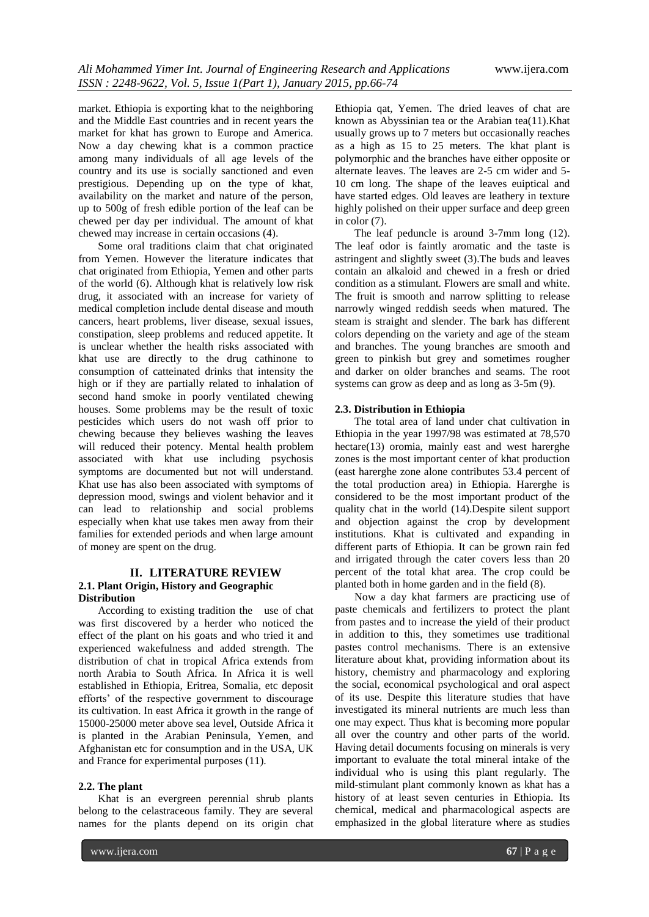market. Ethiopia is exporting khat to the neighboring and the Middle East countries and in recent years the market for khat has grown to Europe and America. Now a day chewing khat is a common practice among many individuals of all age levels of the country and its use is socially sanctioned and even prestigious. Depending up on the type of khat, availability on the market and nature of the person, up to 500g of fresh edible portion of the leaf can be chewed per day per individual. The amount of khat chewed may increase in certain occasions (4).

Some oral traditions claim that chat originated from Yemen. However the literature indicates that chat originated from Ethiopia, Yemen and other parts of the world (6). Although khat is relatively low risk drug, it associated with an increase for variety of medical completion include dental disease and mouth cancers, heart problems, liver disease, sexual issues, constipation, sleep problems and reduced appetite. It is unclear whether the health risks associated with khat use are directly to the drug cathinone to consumption of catteinated drinks that intensity the high or if they are partially related to inhalation of second hand smoke in poorly ventilated chewing houses. Some problems may be the result of toxic pesticides which users do not wash off prior to chewing because they believes washing the leaves will reduced their potency. Mental health problem associated with khat use including psychosis symptoms are documented but not will understand. Khat use has also been associated with symptoms of depression mood, swings and violent behavior and it can lead to relationship and social problems especially when khat use takes men away from their families for extended periods and when large amount of money are spent on the drug.

## II. LITERATURE REVIEW

### 2.1. Plant Origin, History and Geographic Distribution

According to existing tradition the use of chat was first discovered by a herder who noticed the effect of the plant on his goats and who tried it and experienced wakefulness and added strength. The distribution of chat in tropical Africa extends from north Arabia to South Africa. In Africa it is well established in Ethiopia, Eritrea, Somalia, etc deposit efforts' of the respective government to discourage its cultivation. In east Africa it growth in the range of 15000-25000 meter above sea level, Outside Africa it is planted in the Arabian Peninsula, Yemen, and Afghanistan etc for consumption and in the USA, UK and France for experimental purposes (11).

### 2.2. The plant

Khat is an evergreen perennial shrub plants belong to the celastraceous family. They are several names for the plants depend on its origin chat Ethiopia qat, Yemen. The dried leaves of chat are known as Abyssinian tea or the Arabian tea(11).Khat usually grows up to 7 meters but occasionally reaches as a high as 15 to 25 meters. The khat plant is polymorphic and the branches have either opposite or alternate leaves. The leaves are 2-5 cm wider and 5-10 cm long. The shape of the leaves euiptical and have started edges. Old leaves are leathery in texture highly polished on their upper surface and deep green in color (7).

The leaf peduncle is around 3-7mm long (12). The leaf odor is faintly aromatic and the taste is astringent and slightly sweet (3).The buds and leaves contain an alkaloid and chewed in a fresh or dried condition as a stimulant. Flowers are small and white. The fruit is smooth and narrow splitting to release narrowly winged reddish seeds when matured. The steam is straight and slender. The bark has different colors depending on the variety and age of the steam and branches. The young branches are smooth and green to pinkish but grey and sometimes rougher and darker on older branches and seams. The root systems can grow as deep and as long as 3-5m (9).

### 2.3. Distribution in Ethiopia

The total area of land under chat cultivation in Ethiopia in the year 1997/98 was estimated at 78,570 hectare(13) oromia, mainly east and west harerghe zones is the most important center of khat production (east harerghe zone alone contributes 53.4 percent of the total production area) in Ethiopia. Harerghe is considered to be the most important product of the quality chat in the world (14).Despite silent support and objection against the crop by development institutions. Khat is cultivated and expanding in different parts of Ethiopia. It can be grown rain fed and irrigated through the cater covers less than 20 percent of the total khat area. The crop could be planted both in home garden and in the field (8).

Now a day khat farmers are practicing use of paste chemicals and fertilizers to protect the plant from pastes and to increase the yield of their product in addition to this, they sometimes use traditional pastes control mechanisms. There is an extensive literature about khat, providing information about its history, chemistry and pharmacology and exploring the social, economical psychological and oral aspect of its use. Despite this literature studies that have investigated its mineral nutrients are much less than one may expect. Thus khat is becoming more popular all over the country and other parts of the world. Having detail documents focusing on minerals is very important to evaluate the total mineral intake of the individual who is using this plant regularly. The mild-stimulant plant commonly known as khat has a history of at least seven centuries in Ethiopia. Its chemical, medical and pharmacological aspects are emphasized in the global literature where as studies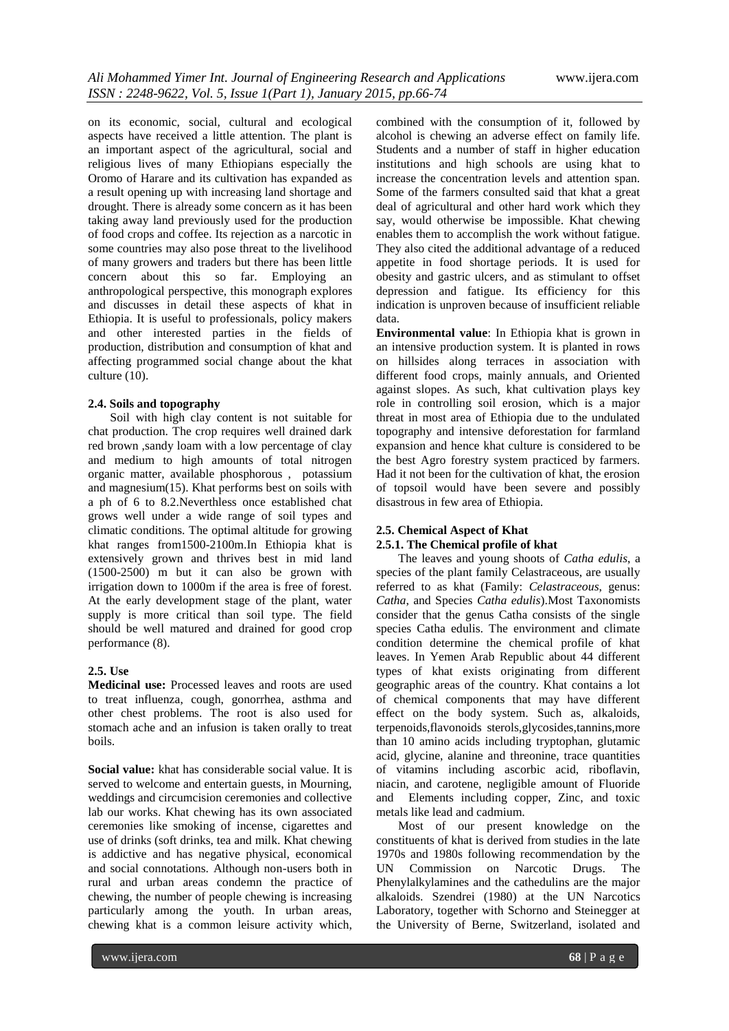on its economic, social, cultural and ecological aspects have received a little attention. The plant is an important aspect of the agricultural, social and religious lives of many Ethiopians especially the Oromo of Harare and its cultivation has expanded as a result opening up with increasing land shortage and drought. There is already some concern as it has been taking away land previously used for the production of food crops and coffee. Its rejection as a narcotic in some countries may also pose threat to the livelihood of many growers and traders but there has been little concern about this so far. Employing an anthropological perspective, this monograph explores and discusses in detail these aspects of khat in Ethiopia. It is useful to professionals, policy makers and other interested parties in the fields of production, distribution and consumption of khat and affecting programmed social change about the khat culture (10).

### 2.4. Soils and topography

Soil with high clay content is not suitable for chat production. The crop requires well drained dark red brown ,sandy loam with a low percentage of clay and medium to high amounts of total nitrogen organic matter, available phosphorous , potassium and magnesium(15). Khat performs best on soils with a ph of 6 to 8.2.Neverthless once established chat grows well under a wide range of soil types and climatic conditions. The optimal altitude for growing khat ranges from1500-2100m.In Ethiopia khat is extensively grown and thrives best in mid land (1500-2500) m but it can also be grown with irrigation down to 1000m if the area is free of forest. At the early development stage of the plant, water supply is more critical than soil type. The field should be well matured and drained for good crop performance (8).

### 2.5. Use

**Medicinal use:** Processed leaves and roots are used to treat influenza, cough, gonorrhea, asthma and other chest problems. The root is also used for stomach ache and an infusion is taken orally to treat boils.

**Social value:** khat has considerable social value. It is served to welcome and entertain guests, in Mourning, weddings and circumcision ceremonies and collective lab our works. Khat chewing has its own associated ceremonies like smoking of incense, cigarettes and use of drinks (soft drinks, tea and milk. Khat chewing is addictive and has negative physical, economical and social connotations. Although non-users both in rural and urban areas condemn the practice of chewing, the number of people chewing is increasing particularly among the youth. In urban areas, chewing khat is a common leisure activity which, combined with the consumption of it, followed by alcohol is chewing an adverse effect on family life. Students and a number of staff in higher education institutions and high schools are using khat to increase the concentration levels and attention span. Some of the farmers consulted said that khat a great deal of agricultural and other hard work which they say, would otherwise be impossible. Khat chewing enables them to accomplish the work without fatigue. They also cited the additional advantage of a reduced appetite in food shortage periods. It is used for obesity and gastric ulcers, and as stimulant to offset depression and fatigue. Its efficiency for this indication is unproven because of insufficient reliable data.

**Environmental value**: In Ethiopia khat is grown in an intensive production system. It is planted in rows on hillsides along terraces in association with different food crops, mainly annuals, and Oriented against slopes. As such, khat cultivation plays key role in controlling soil erosion, which is a major threat in most area of Ethiopia due to the undulated topography and intensive deforestation for farmland expansion and hence khat culture is considered to be the best Agro forestry system practiced by farmers. Had it not been for the cultivation of khat, the erosion of topsoil would have been severe and possibly disastrous in few area of Ethiopia.

### 2.5. Chemical Aspect of Khat

#### 2.5.1. The Chemical profile of khat

The leaves and young shoots of *Catha edulis*, a species of the plant family Celastraceous, are usually referred to as khat (Family: *Celastraceous*, genus: *Catha*, and Species *Catha edulis*).Most Taxonomists consider that the genus Catha consists of the single species Catha edulis. The environment and climate condition determine the chemical profile of khat leaves. In Yemen Arab Republic about 44 different types of khat exists originating from different geographic areas of the country. Khat contains a lot of chemical components that may have different effect on the body system. Such as, alkaloids, terpenoids,flavonoids sterols,glycosides,tannins,more than 10 amino acids including tryptophan, glutamic acid, glycine, alanine and threonine, trace quantities of vitamins including ascorbic acid, riboflavin, niacin, and carotene, negligible amount of Fluoride and Elements including copper, Zinc, and toxic metals like lead and cadmium.

Most of our present knowledge on the constituents of khat is derived from studies in the late 1970s and 1980s following recommendation by the UN Commission on Narcotic Drugs. The Phenylalkylamines and the cathedulins are the major alkaloids. Szendrei (1980) at the UN Narcotics Laboratory, together with Schorno and Steinegger at the University of Berne, Switzerland, isolated and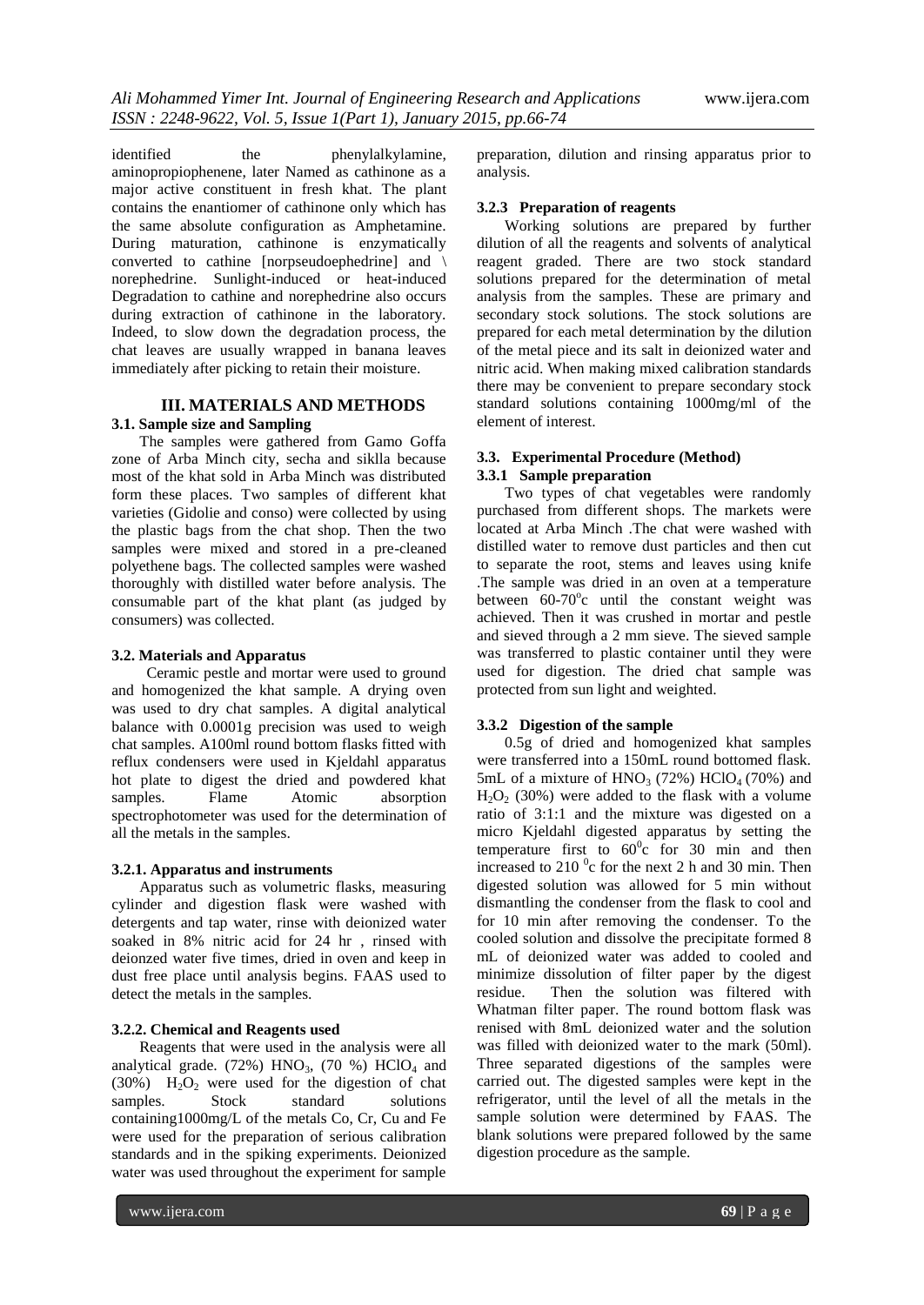identified the phenylalkylamine, aminopropiophenene, later Named as cathinone as a major active constituent in fresh khat. The plant contains the enantiomer of cathinone only which has the same absolute configuration as Amphetamine. During maturation, cathinone is enzymatically converted to cathine [norpseudoephedrine] and \ norephedrine. Sunlight-induced or heat-induced Degradation to cathine and norephedrine also occurs during extraction of cathinone in the laboratory. Indeed, to slow down the degradation process, the chat leaves are usually wrapped in banana leaves immediately after picking to retain their moisture.

## III. MATERIALS AND METHODS

### 3.1. Sample size and Sampling

The samples were gathered from Gamo Goffa zone of Arba Minch city, secha and siklla because most of the khat sold in Arba Minch was distributed form these places. Two samples of different khat varieties (Gidolie and conso) were collected by using the plastic bags from the chat shop. Then the two samples were mixed and stored in a pre-cleaned polyethene bags. The collected samples were washed thoroughly with distilled water before analysis. The consumable part of the khat plant (as judged by consumers) was collected.

### 3.2. Materials and Apparatus

Ceramic pestle and mortar were used to ground and homogenized the khat sample. A drying oven was used to dry chat samples. A digital analytical balance with 0.0001g precision was used to weigh chat samples. A100ml round bottom flasks fitted with reflux condensers were used in Kjeldahl apparatus hot plate to digest the dried and powdered khat samples. Flame Atomic absorption spectrophotometer was used for the determination of all the metals in the samples.

#### 3.2.1. Apparatus and instruments

Apparatus such as volumetric flasks, measuring cylinder and digestion flask were washed with detergents and tap water, rinse with deionized water soaked in 8% nitric acid for 24 hr , rinsed with deionzed water five times, dried in oven and keep in dust free place until analysis begins. FAAS used to detect the metals in the samples.

#### 3.2.2. Chemical and Reagents used

Reagents that were used in the analysis were all analytical grade. (72%) $HNO_3$, (70 %) $HClO_4$ and (30%) $H_2O_2$ were used for the digestion of chat samples. Stock standard solutions containing1000mg/L of the metals Co, Cr, Cu and Fe were used for the preparation of serious calibration standards and in the spiking experiments. Deionized water was used throughout the experiment for sample preparation, dilution and rinsing apparatus prior to analysis.

#### 3.2.3 Preparation of reagents

Working solutions are prepared by further dilution of all the reagents and solvents of analytical reagent graded. There are two stock standard solutions prepared for the determination of metal analysis from the samples. These are primary and secondary stock solutions. The stock solutions are prepared for each metal determination by the dilution of the metal piece and its salt in deionized water and nitric acid. When making mixed calibration standards there may be convenient to prepare secondary stock standard solutions containing 1000mg/ml of the element of interest.

### 3.3. Experimental Procedure (Method)

#### 3.3.1 Sample preparation

Two types of chat vegetables were randomly purchased from different shops. The markets were located at Arba Minch .The chat were washed with distilled water to remove dust particles and then cut to separate the root, stems and leaves using knife .The sample was dried in an oven at a temperature between 60-70$^{o}$c until the constant weight was achieved. Then it was crushed in mortar and pestle and sieved through a 2 mm sieve. The sieved sample was transferred to plastic container until they were used for digestion. The dried chat sample was protected from sun light and weighted.

#### 3.3.2 Digestion of the sample

0.5g of dried and homogenized khat samples were transferred into a 150mL round bottomed flask. 5mL of a mixture of $HNO_3$ (72%) $HClO_4$ (70%) and $H_2O_2$ (30%) were added to the flask with a volume ratio of 3:1:1 and the mixture was digested on a micro Kjeldahl digested apparatus by setting the temperature first to 60$^{0}$c for 30 min and then increased to 210 $^{0}$c for the next 2 h and 30 min. Then digested solution was allowed for 5 min without dismantling the condenser from the flask to cool and for 10 min after removing the condenser. To the cooled solution and dissolve the precipitate formed 8 mL of deionized water was added to cooled and minimize dissolution of filter paper by the digest residue. Then the solution was filtered with Whatman filter paper. The round bottom flask was renised with 8mL deionized water and the solution was filled with deionized water to the mark (50ml). Three separated digestions of the samples were carried out. The digested samples were kept in the refrigerator, until the level of all the metals in the sample solution were determined by FAAS. The blank solutions were prepared followed by the same digestion procedure as the sample.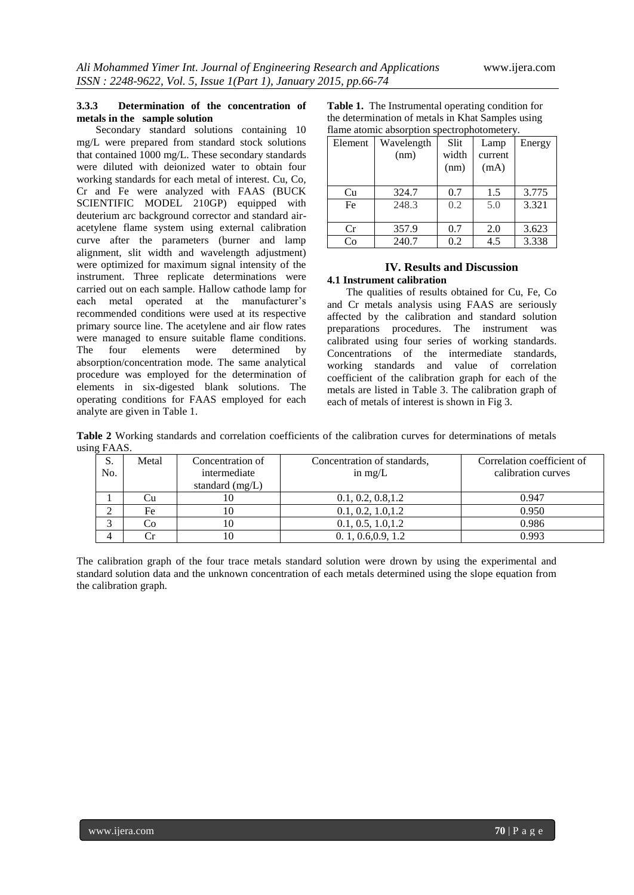#### 3.3.3 Determination of the concentration of metals in the sample solution

Secondary standard solutions containing 10 mg/L were prepared from standard stock solutions that contained 1000 mg/L. These secondary standards were diluted with deionized water to obtain four working standards for each metal of interest. Cu, Co, Cr and Fe were analyzed with FAAS (BUCK SCIENTIFIC MODEL 210GP) equipped with deuterium arc background corrector and standard air-acetylene flame system using external calibration curve after the parameters (burner and lamp alignment, slit width and wavelength adjustment) were optimized for maximum signal intensity of the instrument. Three replicate determinations were carried out on each sample. Hallow cathode lamp for each metal operated at the manufacturer's recommended conditions were used at its respective primary source line. The acetylene and air flow rates were managed to ensure suitable flame conditions. The four elements were determined by absorption/concentration mode. The same analytical procedure was employed for the determination of elements in six-digested blank solutions. The operating conditions for FAAS employed for each analyte are given in Table 1.

**Table 1.** The Instrumental operating condition for the determination of metals in Khat Samples using flame atomic absorption spectrophotometery.

| Element | Wavelength (nm) | Slit width (nm) | Lamp current (mA) | Energy |
|---|---|---|---|---|
| Cu | 324.7 | 0.7 | 1.5 | 3.775 |
| Fe | 248.3 | 0.2 | 5.0 | 3.321 |
| Cr | 357.9 | 0.7 | 2.0 | 3.623 |
| Co | 240.7 | 0.2 | 4.5 | 3.338 |

## IV. Results and Discussion

### 4.1 Instrument calibration

The qualities of results obtained for Cu, Fe, Co and Cr metals analysis using FAAS are seriously affected by the calibration and standard solution preparations procedures. The instrument was calibrated using four series of working standards. Concentrations of the intermediate standards, working standards and value of correlation coefficient of the calibration graph for each of the metals are listed in Table 3. The calibration graph of each of metals of interest is shown in Fig 3.

**Table 2** Working standards and correlation coefficients of the calibration curves for determinations of metals using FAAS.

| S. No. | Metal | Concentration of intermediate standard (mg/L) | Concentration of standards, in mg/L | Correlation coefficient of calibration curves |
|---|---|---|---|---|
| 1 | Cu | 10 | 0.1, 0.2, 0.8,1.2 | 0.947 |
| 2 | Fe | 10 | 0.1, 0.2, 1.0,1.2 | 0.950 |
| 3 | Co | 10 | 0.1, 0.5, 1.0,1.2 | 0.986 |
| 4 | Cr | 10 | 0. 1, 0.6,0.9, 1.2 | 0.993 |

The calibration graph of the four trace metals standard solution were drown by using the experimental and standard solution data and the unknown concentration of each metals determined using the slope equation from the calibration graph.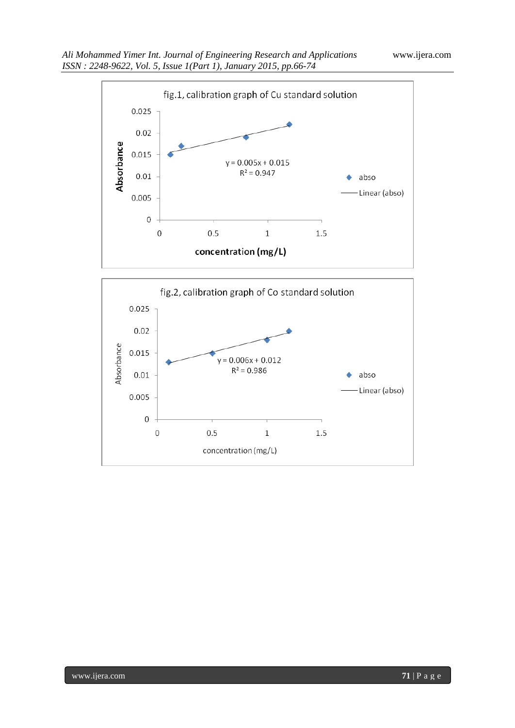fig.1, calibration graph of Cu standard solution

Absorbance vs. concentration (mg/L)

$y = 0.005x + 0.015$
$R^2 = 0.947$

abso
Linear (abso)

fig.2, calibration graph of Co standard solution

Absorbance vs. concentration (mg/L)

$y = 0.006x + 0.012$
$R^2 = 0.986$

abso
Linear (abso)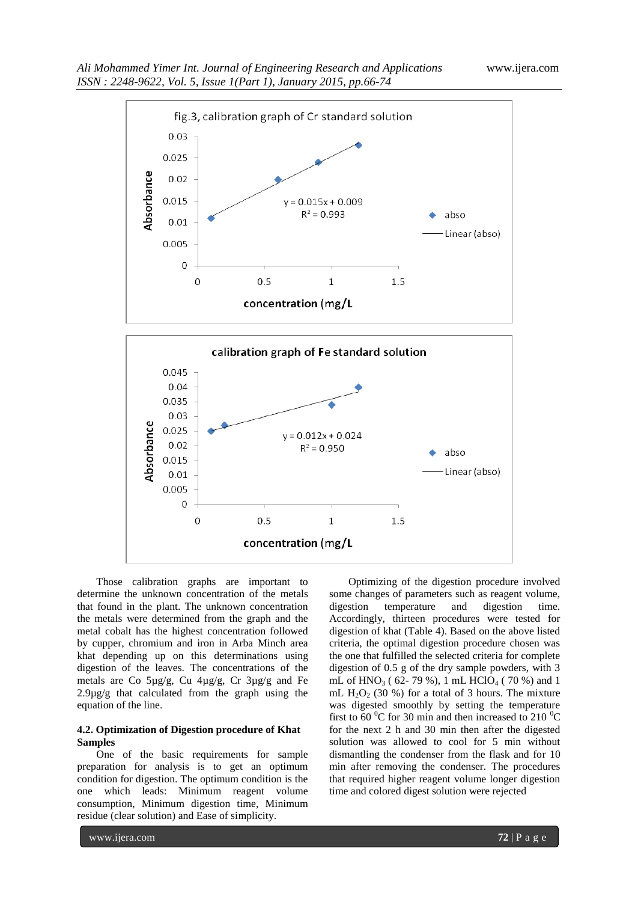fig.3, calibration graph of Cr standard solution

$y = 0.015x + 0.009$
$R^2 = 0.993$

calibration graph of Fe standard solution

$y = 0.012x + 0.024$
$R^2 = 0.950$

Those calibration graphs are important to determine the unknown concentration of the metals that found in the plant. The unknown concentration the metals were determined from the graph and the metal cobalt has the highest concentration followed by cupper, chromium and iron in Arba Minch area khat depending up on this determinations using digestion of the leaves. The concentrations of the metals are Co 5µg/g, Cu 4µg/g, Cr 3µg/g and Fe 2.9µg/g that calculated from the graph using the equation of the line.

### 4.2. Optimization of Digestion procedure of Khat Samples

One of the basic requirements for sample preparation for analysis is to get an optimum condition for digestion. The optimum condition is the one which leads: Minimum reagent volume consumption, Minimum digestion time, Minimum residue (clear solution) and Ease of simplicity.

Optimizing of the digestion procedure involved some changes of parameters such as reagent volume, digestion temperature and digestion time. Accordingly, thirteen procedures were tested for digestion of khat (Table 4). Based on the above listed criteria, the optimal digestion procedure chosen was the one that fulfilled the selected criteria for complete digestion of 0.5 g of the dry sample powders, with 3 mL of $HNO_3$ ( 62- 79 %), 1 mL $HClO_4$ ( 70 %) and 1 mL $H_2O_2$ (30 %) for a total of 3 hours. The mixture was digested smoothly by setting the temperature first to 60 $^0$C for 30 min and then increased to 210 $^0$C for the next 2 h and 30 min then after the digested solution was allowed to cool for 5 min without dismantling the condenser from the flask and for 10 min after removing the condenser. The procedures that required higher reagent volume longer digestion time and colored digest solution were rejected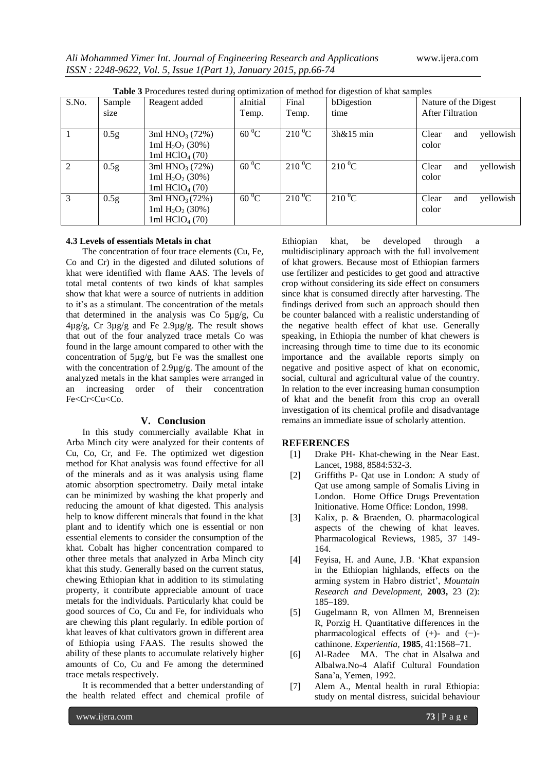**Table 3** Procedures tested during optimization of method for digestion of khat samples

| S.No. | Sample size | Reagent added | aInitial Temp. | Final Temp. | bDigestion time | Nature of the Digest After Filtration |
|---|---|---|---|---|---|---|
| 1 | 0.5g | 3ml $HNO_3$ (72%) 1ml $H_2O_2$ (30%) 1ml $HClO_4$ (70) | 60 $^0$C | 210 $^0$C | 3h&15 min | Clear and yellowish color |
| 2 | 0.5g | 3ml $HNO_3$ (72%) 1ml $H_2O_2$ (30%) 1ml $HClO_4$ (70) | 60 $^0$C | 210 $^0$C | 210 $^0$C | Clear and yellowish color |
| 3 | 0.5g | 3ml $HNO_3$ (72%) 1ml $H_2O_2$ (30%) 1ml $HClO_4$ (70) | 60 $^0$C | 210 $^0$C | 210 $^0$C | Clear and yellowish color |

### 4.3 Levels of essentials Metals in chat

The concentration of four trace elements (Cu, Fe, Co and Cr) in the digested and diluted solutions of khat were identified with flame AAS. The levels of total metal contents of two kinds of khat samples show that khat were a source of nutrients in addition to it's as a stimulant. The concentration of the metals that determined in the analysis was Co 5µg/g, Cu 4µg/g, Cr 3µg/g and Fe 2.9µg/g. The result shows that out of the four analyzed trace metals Co was found in the large amount compared to other with the concentration of 5µg/g, but Fe was the smallest one with the concentration of 2.9µg/g. The amount of the analyzed metals in the khat samples were arranged in an increasing order of their concentration Fe<Cr<Cu<Co.

## V. Conclusion

In this study commercially available Khat in Arba Minch city were analyzed for their contents of Cu, Co, Cr, and Fe. The optimized wet digestion method for Khat analysis was found effective for all of the minerals and as it was analysis using flame atomic absorption spectrometry. Daily metal intake can be minimized by washing the khat properly and reducing the amount of khat digested. This analysis help to know different minerals that found in the khat plant and to identify which one is essential or non essential elements to consider the consumption of the khat. Cobalt has higher concentration compared to other three metals that analyzed in Arba Minch city khat this study. Generally based on the current status, chewing Ethiopian khat in addition to its stimulating property, it contribute appreciable amount of trace metals for the individuals. Particularly khat could be good sources of Co, Cu and Fe, for individuals who are chewing this plant regularly. In edible portion of khat leaves of khat cultivators grown in different area of Ethiopia using FAAS. The results showed the ability of these plants to accumulate relatively higher amounts of Co, Cu and Fe among the determined trace metals respectively.

It is recommended that a better understanding of the health related effect and chemical profile of Ethiopian khat, be developed through a multidisciplinary approach with the full involvement of khat growers. Because most of Ethiopian farmers use fertilizer and pesticides to get good and attractive crop without considering its side effect on consumers since khat is consumed directly after harvesting. The findings derived from such an approach should then be counter balanced with a realistic understanding of the negative health effect of khat use. Generally speaking, in Ethiopia the number of khat chewers is increasing through time to time due to its economic importance and the available reports simply on negative and positive aspect of khat on economic, social, cultural and agricultural value of the country. In relation to the ever increasing human consumption of khat and the benefit from this crop an overall investigation of its chemical profile and disadvantage remains an immediate issue of scholarly attention.

## REFERENCES

[1] Drake PH- Khat-chewing in the Near East. Lancet, 1988, 8584:532-3.

[2] Griffiths P- Qat use in London: A study of Qat use among sample of Somalis Living in London. Home Office Drugs Prevention Initionative. Home Office: London, 1998.

[3] Kalix, p. & Braenden, O. pharmacological aspects of the chewing of khat leaves. Pharmacological Reviews, 1985, 37 149-164.

[4] Feyisa, H. and Aune, J.B. 'Khat expansion in the Ethiopian highlands, effects on the arming system in Habro district', *Mountain Research and Development,* **2003,** 23 (2): 185–189.

[5] Gugelmann R, von Allmen M, Brenneisen R, Porzig H. Quantitative differences in the pharmacological effects of (+)- and (−)-cathinone. *Experientia*, **1985**, 41:1568–71.

[6] Al-Radee MA. The chat in Alsalwa and Albalwa.No-4 Alafif Cultural Foundation Sana'a, Yemen, 1992.

[7] Alem A., Mental health in rural Ethiopia: study on mental distress, suicidal behaviour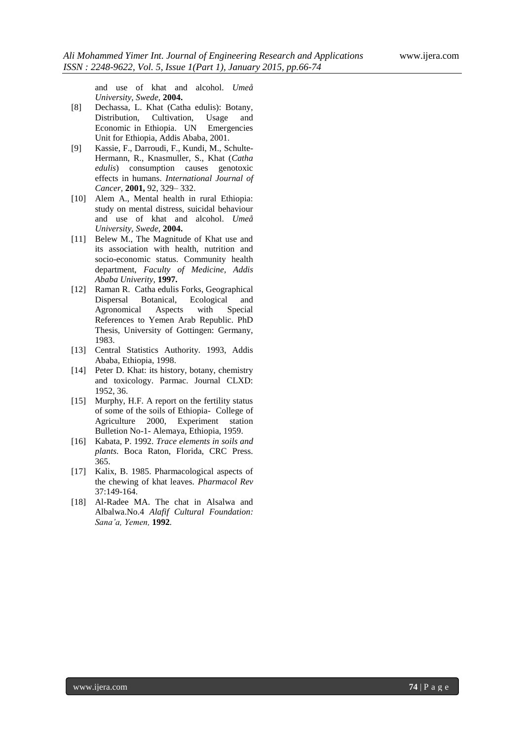and use of khat and alcohol. *Umeå University, Swede,* **2004.**

[8] Dechassa, L. Khat (Catha edulis): Botany, Distribution, Cultivation, Usage and Economic in Ethiopia. UN Emergencies Unit for Ethiopia, Addis Ababa, 2001.

[9] Kassie, F., Darroudi, F., Kundi, M., Schulte-Hermann, R., Knasmuller, S., Khat (*Catha edulis*) consumption causes genotoxic effects in humans. *International Journal of Cancer,* **2001,** 92, 329– 332.

[10] Alem A., Mental health in rural Ethiopia: study on mental distress, suicidal behaviour and use of khat and alcohol. *Umeå University, Swede,* **2004.**

[11] Belew M., The Magnitude of Khat use and its association with health, nutrition and socio-economic status. Community health department, *Faculty of Medicine, Addis Ababa Univerity,* **1997.**

[12] Raman R. Catha edulis Forks, Geographical Dispersal Botanical, Ecological and Agronomical Aspects with Special References to Yemen Arab Republic. PhD Thesis, University of Gottingen: Germany, 1983.

[13] Central Statistics Authority. 1993, Addis Ababa, Ethiopia, 1998.

[14] Peter D. Khat: its history, botany, chemistry and toxicology. Parmac. Journal CLXD: 1952, 36.

[15] Murphy, H.F. A report on the fertility status of some of the soils of Ethiopia- College of Agriculture 2000, Experiment station Bulletion No-1- Alemaya, Ethiopia, 1959.

[16] Kabata, P. 1992. *Trace elements in soils and plants.* Boca Raton, Florida, CRC Press. 365.

[17] Kalix, B. 1985. Pharmacological aspects of the chewing of khat leaves. *Pharmacol Rev* 37:149-164.

[18] Al-Radee MA. The chat in Alsalwa and Albalwa.No.4 *Alafif Cultural Foundation: Sana'a, Yemen,* **1992**.